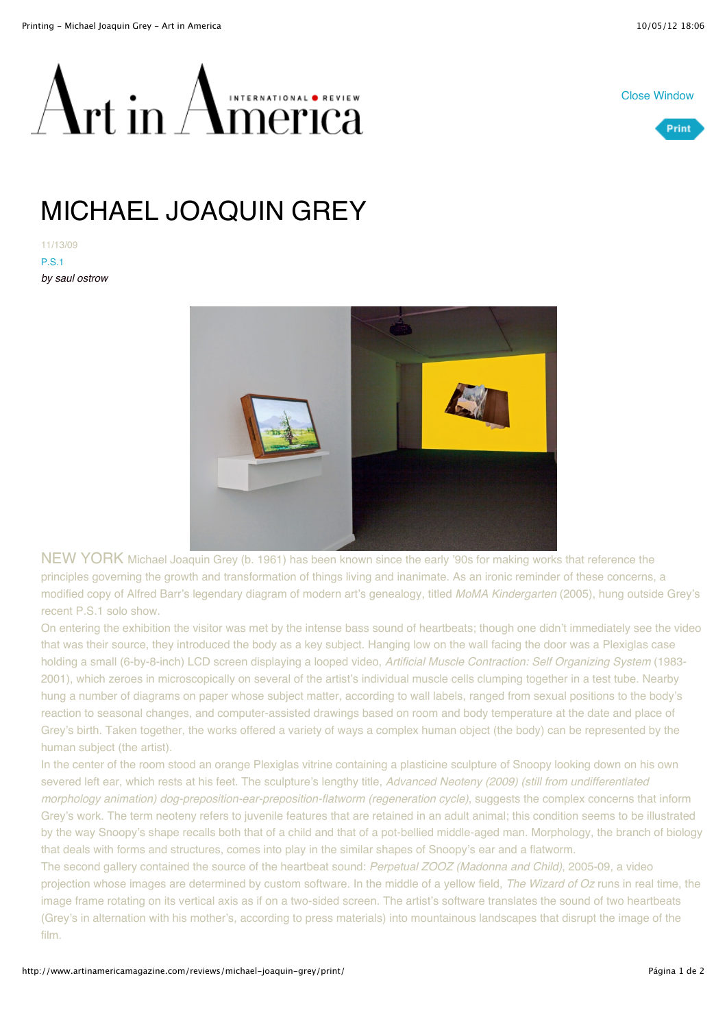# MICHAEL JOAQUIN GREY

11/13/09

P.S.1

*by saul ostrow*

NEW YORK Michael Joaquin Grey (b. 1961) has been known since the early '90s for making works that reference the principles governing the growth and transformation of things living and inanimate. As an ironic reminder of these concerns, a modified copy of Alfred Barr's legendary diagram of modern art's genealogy, titled *MoMA Kindergarten* (2005), hung outside Grey's recent P.S.1 solo show.

On entering the exhibition the visitor was met by the intense bass sound of heartbeats; though one didn't immediately see the video that was their source, they introduced the body as a key subject. Hanging low on the wall facing the door was a Plexiglas case holding a small (6-by-8-inch) LCD screen displaying a looped video, *Artificial Muscle Contraction: Self Organizing System* (1983-2001), which zeroes in microscopically on several of the artist's individual muscle cells clumping together in a test tube. Nearby hung a number of diagrams on paper whose subject matter, according to wall labels, ranged from sexual positions to the body's reaction to seasonal changes, and computer-assisted drawings based on room and body temperature at the date and place of Grey's birth. Taken together, the works offered a variety of ways a complex human object (the body) can be represented by the human subject (the artist).

In the center of the room stood an orange Plexiglas vitrine containing a plasticine sculpture of Snoopy looking down on his own severed left ear, which rests at his feet. The sculpture's lengthy title, *Advanced Neoteny (2009) (still from undifferentiated morphology animation) dog-preposition-ear-preposition-flatworm (regeneration cycle)*, suggests the complex concerns that inform Grey's work. The term neoteny refers to juvenile features that are retained in an adult animal; this condition seems to be illustrated by the way Snoopy's shape recalls both that of a child and that of a pot-bellied middle-aged man. Morphology, the branch of biology that deals with forms and structures, comes into play in the similar shapes of Snoopy's ear and a flatworm.

The second gallery contained the source of the heartbeat sound: *Perpetual ZOOZ (Madonna and Child)*, 2005-09, a video projection whose images are determined by custom software. In the middle of a yellow field, *The Wizard of Oz* runs in real time, the image frame rotating on its vertical axis as if on a two-sided screen. The artist's software translates the sound of two heartbeats (Grey's in alternation with his mother's, according to press materials) into mountainous landscapes that disrupt the image of the film.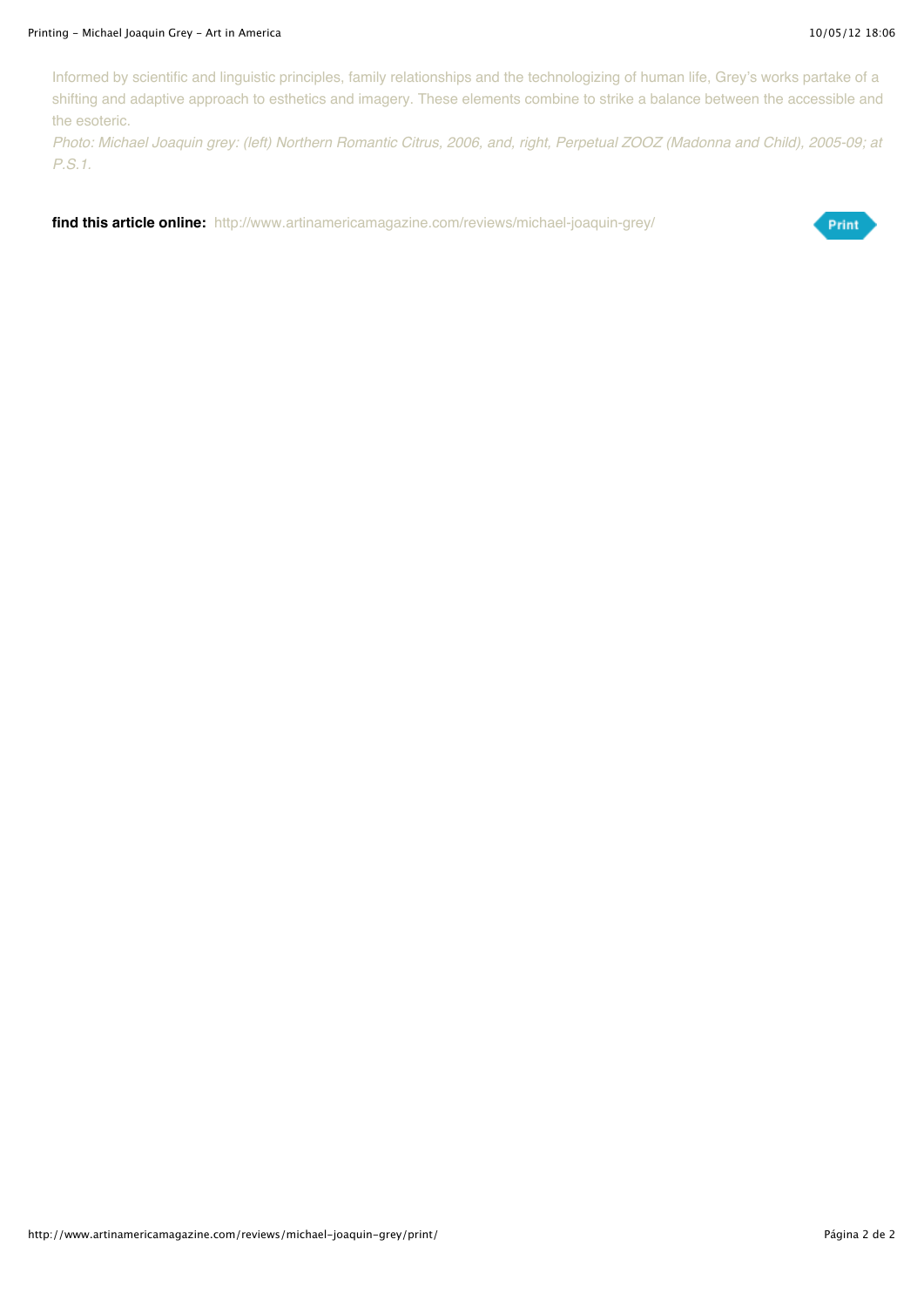Informed by scientific and linguistic principles, family relationships and the technologizing of human life, Grey's works partake of a shifting and adaptive approach to esthetics and imagery. These elements combine to strike a balance between the accessible and the esoteric.

*Photo: Michael Joaquin grey: (left) Northern Romantic Citrus, 2006, and, right, Perpetual ZOOZ (Madonna and Child), 2005-09; at P.S.1.*

**find this article online:** http://www.artinamericamagazine.com/reviews/michael-joaquin-grey/